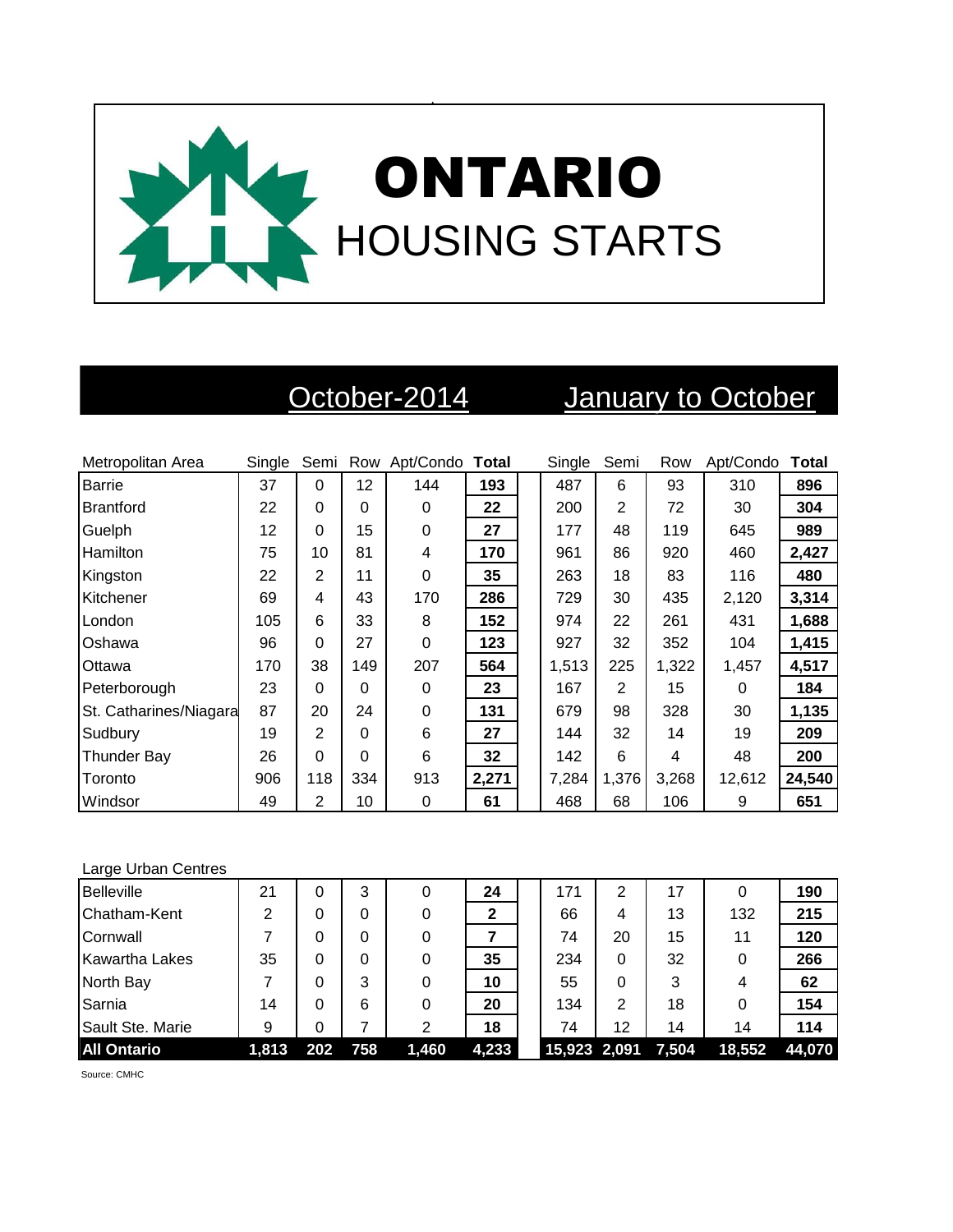# ONTARIO
## HOUSING STARTS

| Metropolitan Area | October-2014 | | | | | January to October | | | | |
|---|---|---|---|---|---|---|---|---|---|---|
| | Single | Semi | Row | Apt/Condo | **Total** | Single | Semi | Row | Apt/Condo | **Total** |
| Barrie | 37 | 0 | 12 | 144 | **193** | 487 | 6 | 93 | 310 | **896** |
| Brantford | 22 | 0 | 0 | 0 | **22** | 200 | 2 | 72 | 30 | **304** |
| Guelph | 12 | 0 | 15 | 0 | **27** | 177 | 48 | 119 | 645 | **989** |
| Hamilton | 75 | 10 | 81 | 4 | **170** | 961 | 86 | 920 | 460 | **2,427** |
| Kingston | 22 | 2 | 11 | 0 | **35** | 263 | 18 | 83 | 116 | **480** |
| Kitchener | 69 | 4 | 43 | 170 | **286** | 729 | 30 | 435 | 2,120 | **3,314** |
| London | 105 | 6 | 33 | 8 | **152** | 974 | 22 | 261 | 431 | **1,688** |
| Oshawa | 96 | 0 | 27 | 0 | **123** | 927 | 32 | 352 | 104 | **1,415** |
| Ottawa | 170 | 38 | 149 | 207 | **564** | 1,513 | 225 | 1,322 | 1,457 | **4,517** |
| Peterborough | 23 | 0 | 0 | 0 | **23** | 167 | 2 | 15 | 0 | **184** |
| St. Catharines/Niagara | 87 | 20 | 24 | 0 | **131** | 679 | 98 | 328 | 30 | **1,135** |
| Sudbury | 19 | 2 | 0 | 6 | **27** | 144 | 32 | 14 | 19 | **209** |
| Thunder Bay | 26 | 0 | 0 | 6 | **32** | 142 | 6 | 4 | 48 | **200** |
| Toronto | 906 | 118 | 334 | 913 | **2,271** | 7,284 | 1,376 | 3,268 | 12,612 | **24,540** |
| Windsor | 49 | 2 | 10 | 0 | **61** | 468 | 68 | 106 | 9 | **651** |

| Large Urban Centres | Single | Semi | Row | Apt/Condo | **Total** | Single | Semi | Row | Apt/Condo | **Total** |
|---|---|---|---|---|---|---|---|---|---|---|
| Belleville | 21 | 0 | 3 | 0 | **24** | 171 | 2 | 17 | 0 | **190** |
| Chatham-Kent | 2 | 0 | 0 | 0 | **2** | 66 | 4 | 13 | 132 | **215** |
| Cornwall | 7 | 0 | 0 | 0 | **7** | 74 | 20 | 15 | 11 | **120** |
| Kawartha Lakes | 35 | 0 | 0 | 0 | **35** | 234 | 0 | 32 | 0 | **266** |
| North Bay | 7 | 0 | 3 | 0 | **10** | 55 | 0 | 3 | 4 | **62** |
| Sarnia | 14 | 0 | 6 | 0 | **20** | 134 | 2 | 18 | 0 | **154** |
| Sault Ste. Marie | 9 | 0 | 7 | 2 | **18** | 74 | 12 | 14 | 14 | **114** |
| **All Ontario** | **1,813** | **202** | **758** | **1,460** | **4,233** | **15,923** | **2,091** | **7,504** | **18,552** | **44,070** |

Source: CMHC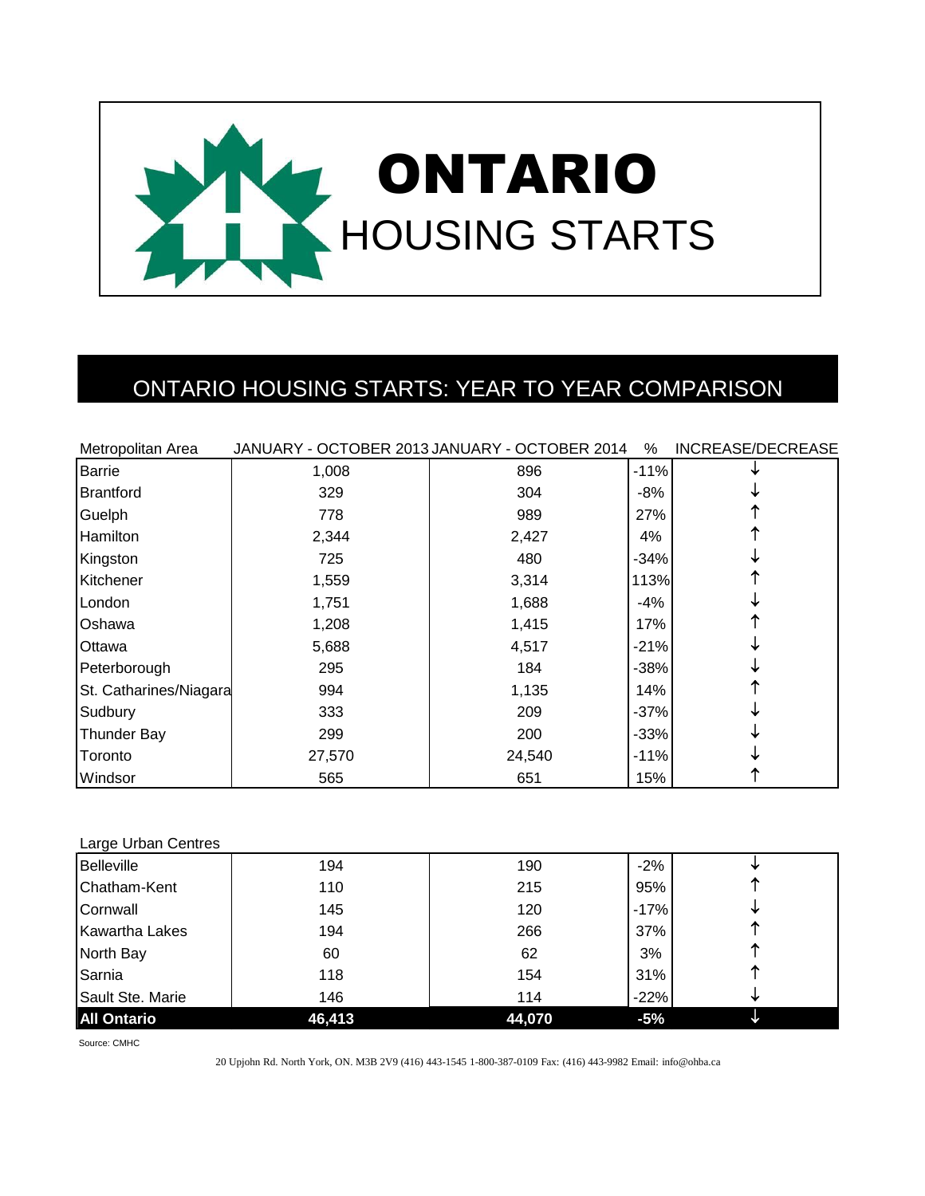# ONTARIO
## HOUSING STARTS

## ONTARIO HOUSING STARTS: YEAR TO YEAR COMPARISON

| Metropolitan Area | JANUARY - OCTOBER 2013 | JANUARY - OCTOBER 2014 | % | INCREASE/DECREASE |
|---|---|---|---|---|
| Barrie | 1,008 | 896 | -11% | ↓ |
| Brantford | 329 | 304 | -8% | ↓ |
| Guelph | 778 | 989 | 27% | ↑ |
| Hamilton | 2,344 | 2,427 | 4% | ↑ |
| Kingston | 725 | 480 | -34% | ↓ |
| Kitchener | 1,559 | 3,314 | 113% | ↑ |
| London | 1,751 | 1,688 | -4% | ↓ |
| Oshawa | 1,208 | 1,415 | 17% | ↑ |
| Ottawa | 5,688 | 4,517 | -21% | ↓ |
| Peterborough | 295 | 184 | -38% | ↓ |
| St. Catharines/Niagara | 994 | 1,135 | 14% | ↑ |
| Sudbury | 333 | 209 | -37% | ↓ |
| Thunder Bay | 299 | 200 | -33% | ↓ |
| Toronto | 27,570 | 24,540 | -11% | ↓ |
| Windsor | 565 | 651 | 15% | ↑ |
| **Large Urban Centres** | | | | |
| Belleville | 194 | 190 | -2% | ↓ |
| Chatham-Kent | 110 | 215 | 95% | ↑ |
| Cornwall | 145 | 120 | -17% | ↓ |
| Kawartha Lakes | 194 | 266 | 37% | ↑ |
| North Bay | 60 | 62 | 3% | ↑ |
| Sarnia | 118 | 154 | 31% | ↑ |
| Sault Ste. Marie | 146 | 114 | -22% | ↓ |
| **All Ontario** | **46,413** | **44,070** | **-5%** | **↓** |

Source: CMHC

20 Upjohn Rd. North York, ON. M3B 2V9 (416) 443-1545 1-800-387-0109 Fax: (416) 443-9982 Email: info@ohba.ca